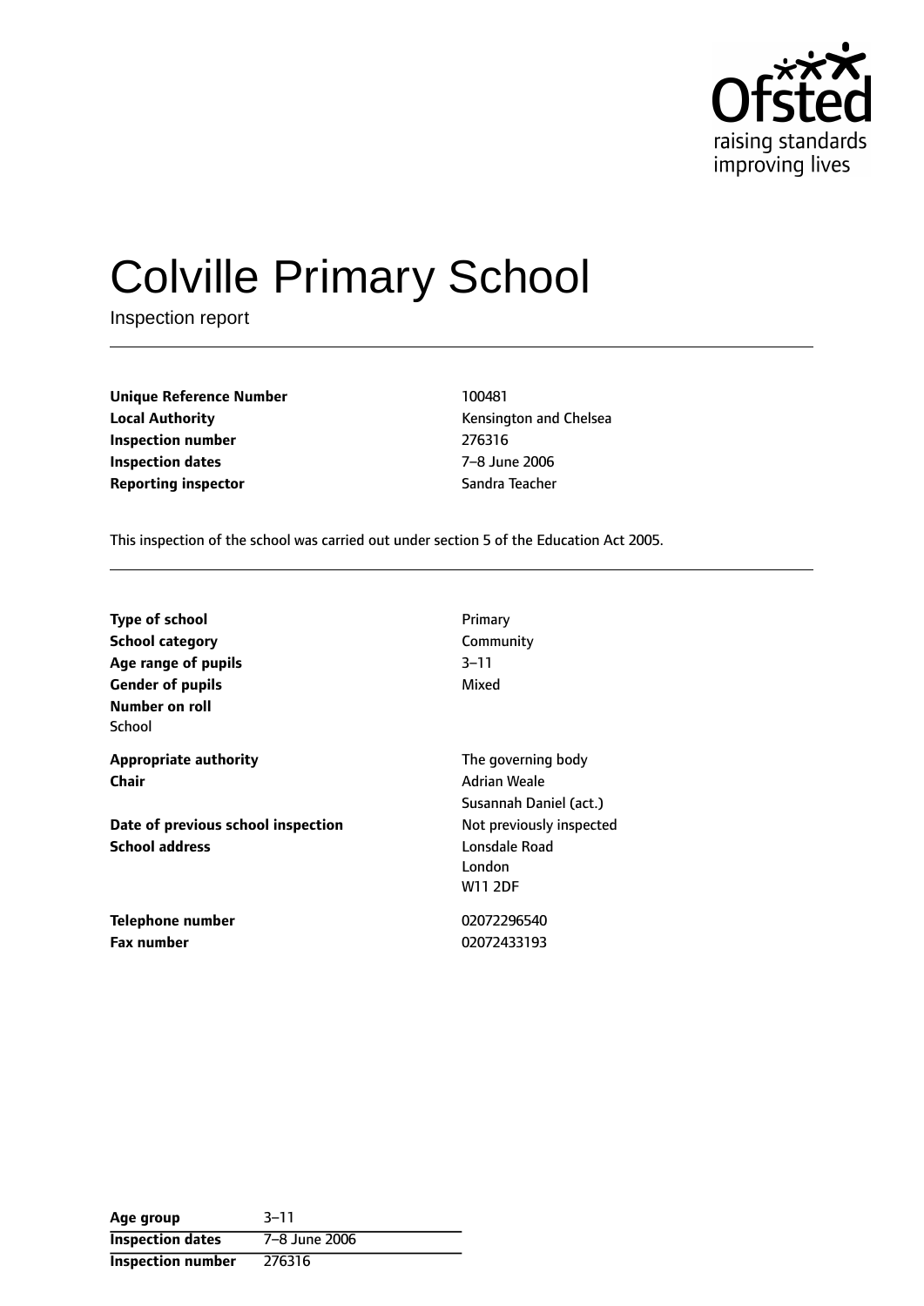Ofsted
raising standards
improving lives

# Colville Primary School

Inspection report

| | |
|---|---|
| **Unique Reference Number** | 100481 |
| **Local Authority** | Kensington and Chelsea |
| **Inspection number** | 276316 |
| **Inspection dates** | 7–8 June 2006 |
| **Reporting inspector** | Sandra Teacher |

This inspection of the school was carried out under section 5 of the Education Act 2005.

| | |
|---|---|
| **Type of school** | Primary |
| **School category** | Community |
| **Age range of pupils** | 3–11 |
| **Gender of pupils** | Mixed |
| **Number on roll** | |
| School | |
| **Appropriate authority** | The governing body |
| **Chair** | Adrian Weale<br>Susannah Daniel (act.) |
| **Date of previous school inspection** | Not previously inspected |
| **School address** | Lonsdale Road<br>London<br>W11 2DF |
| **Telephone number** | 02072296540 |
| **Fax number** | 02072433193 |

| | |
|---|---|
| **Age group** | 3–11 |
| **Inspection dates** | 7–8 June 2006 |
| **Inspection number** | 276316 |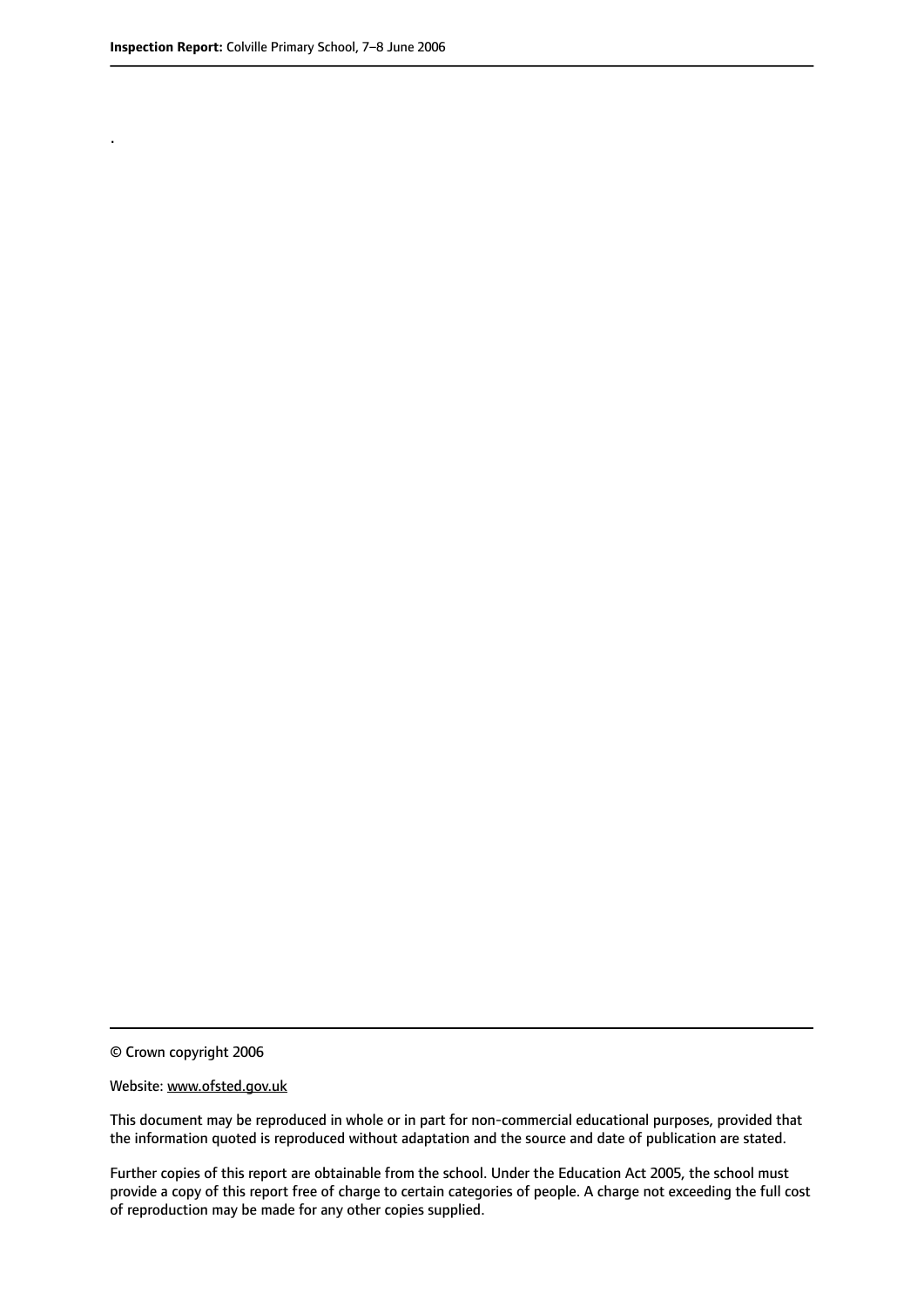.

© Crown copyright 2006

Website: www.ofsted.gov.uk

This document may be reproduced in whole or in part for non-commercial educational purposes, provided that the information quoted is reproduced without adaptation and the source and date of publication are stated.

Further copies of this report are obtainable from the school. Under the Education Act 2005, the school must provide a copy of this report free of charge to certain categories of people. A charge not exceeding the full cost of reproduction may be made for any other copies supplied.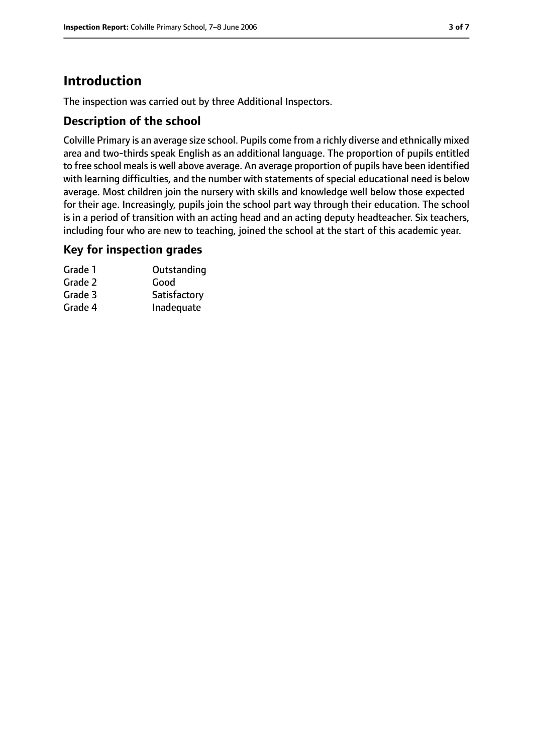# Introduction

The inspection was carried out by three Additional Inspectors.

## Description of the school

Colville Primary is an average size school. Pupils come from a richly diverse and ethnically mixed area and two-thirds speak English as an additional language. The proportion of pupils entitled to free school meals is well above average. An average proportion of pupils have been identified with learning difficulties, and the number with statements of special educational need is below average. Most children join the nursery with skills and knowledge well below those expected for their age. Increasingly, pupils join the school part way through their education. The school is in a period of transition with an acting head and an acting deputy headteacher. Six teachers, including four who are new to teaching, joined the school at the start of this academic year.

## Key for inspection grades

| | |
|---|---|
| Grade 1 | Outstanding |
| Grade 2 | Good |
| Grade 3 | Satisfactory |
| Grade 4 | Inadequate |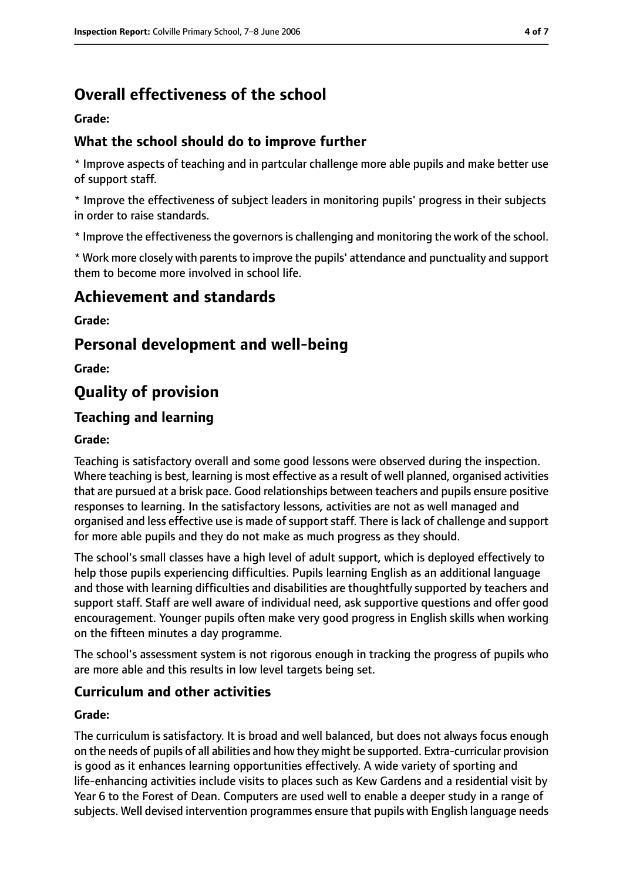## Overall effectiveness of the school

**Grade:**

### What the school should do to improve further

* Improve aspects of teaching and in partcular challenge more able pupils and make better use of support staff.

* Improve the effectiveness of subject leaders in monitoring pupils' progress in their subjects in order to raise standards.

* Improve the effectiveness the governors is challenging and monitoring the work of the school.

* Work more closely with parents to improve the pupils' attendance and punctuality and support them to become more involved in school life.

## Achievement and standards

**Grade:**

## Personal development and well-being

**Grade:**

## Quality of provision

### Teaching and learning

**Grade:**

Teaching is satisfactory overall and some good lessons were observed during the inspection. Where teaching is best, learning is most effective as a result of well planned, organised activities that are pursued at a brisk pace. Good relationships between teachers and pupils ensure positive responses to learning. In the satisfactory lessons, activities are not as well managed and organised and less effective use is made of support staff. There is lack of challenge and support for more able pupils and they do not make as much progress as they should.

The school's small classes have a high level of adult support, which is deployed effectively to help those pupils experiencing difficulties. Pupils learning English as an additional language and those with learning difficulties and disabilities are thoughtfully supported by teachers and support staff. Staff are well aware of individual need, ask supportive questions and offer good encouragement. Younger pupils often make very good progress in English skills when working on the fifteen minutes a day programme.

The school's assessment system is not rigorous enough in tracking the progress of pupils who are more able and this results in low level targets being set.

### Curriculum and other activities

**Grade:**

The curriculum is satisfactory. It is broad and well balanced, but does not always focus enough on the needs of pupils of all abilities and how they might be supported. Extra-curricular provision is good as it enhances learning opportunities effectively. A wide variety of sporting and life-enhancing activities include visits to places such as Kew Gardens and a residential visit by Year 6 to the Forest of Dean. Computers are used well to enable a deeper study in a range of subjects. Well devised intervention programmes ensure that pupils with English language needs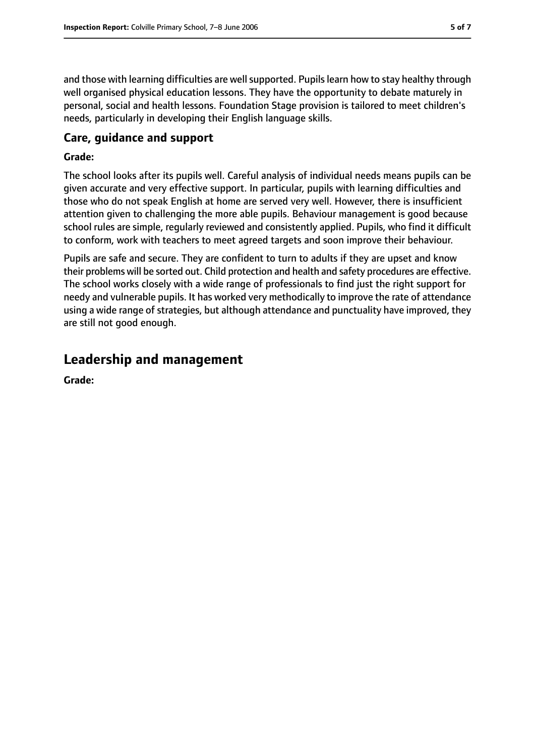and those with learning difficulties are well supported. Pupils learn how to stay healthy through well organised physical education lessons. They have the opportunity to debate maturely in personal, social and health lessons. Foundation Stage provision is tailored to meet children's needs, particularly in developing their English language skills.

### Care, guidance and support

**Grade:**

The school looks after its pupils well. Careful analysis of individual needs means pupils can be given accurate and very effective support. In particular, pupils with learning difficulties and those who do not speak English at home are served very well. However, there is insufficient attention given to challenging the more able pupils. Behaviour management is good because school rules are simple, regularly reviewed and consistently applied. Pupils, who find it difficult to conform, work with teachers to meet agreed targets and soon improve their behaviour.

Pupils are safe and secure. They are confident to turn to adults if they are upset and know their problems will be sorted out. Child protection and health and safety procedures are effective. The school works closely with a wide range of professionals to find just the right support for needy and vulnerable pupils. It has worked very methodically to improve the rate of attendance using a wide range of strategies, but although attendance and punctuality have improved, they are still not good enough.

## Leadership and management

**Grade:**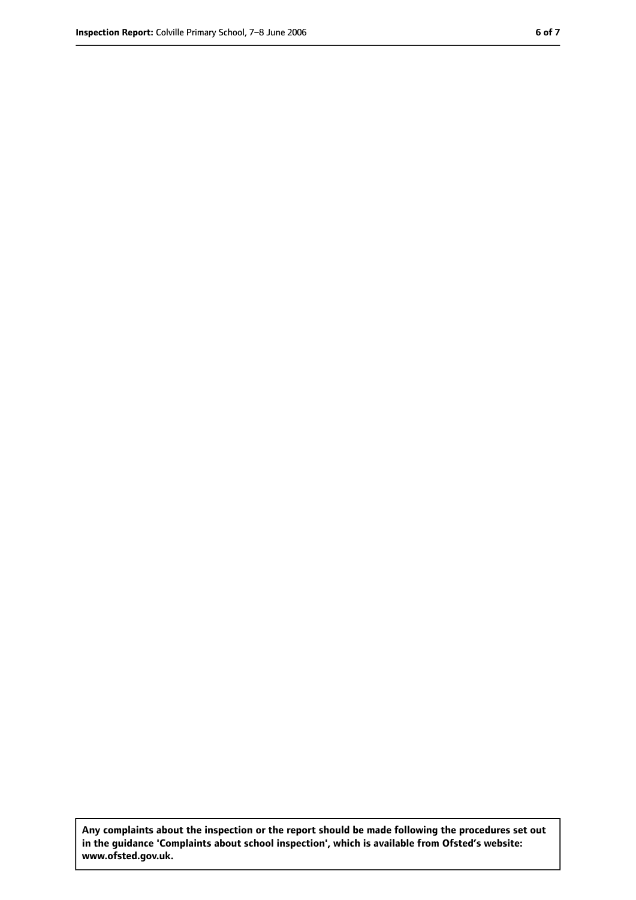**Any complaints about the inspection or the report should be made following the procedures set out in the guidance 'Complaints about school inspection', which is available from Ofsted's website: www.ofsted.gov.uk.**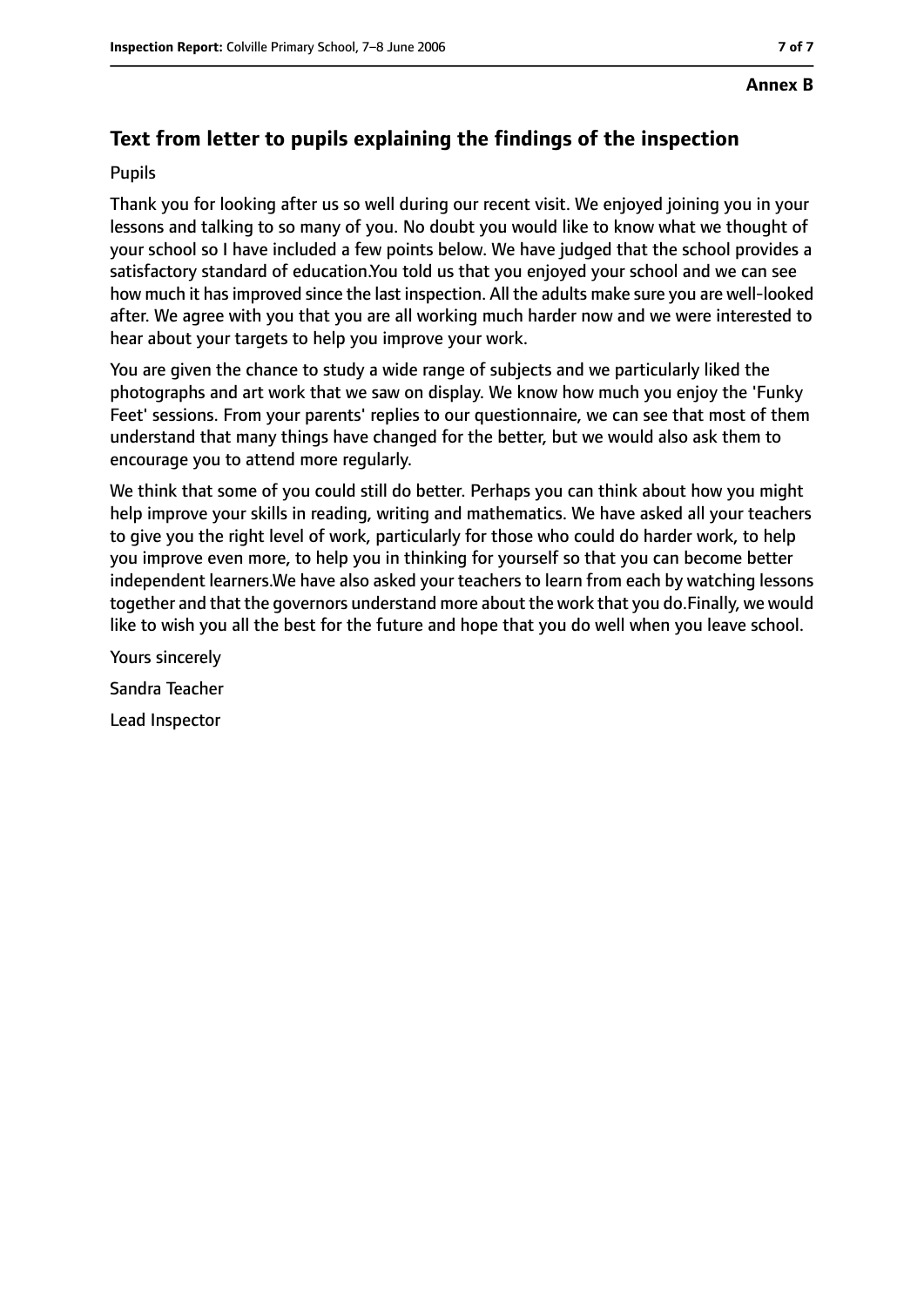**Annex B**

## Text from letter to pupils explaining the findings of the inspection

Pupils

Thank you for looking after us so well during our recent visit. We enjoyed joining you in your lessons and talking to so many of you. No doubt you would like to know what we thought of your school so I have included a few points below. We have judged that the school provides a satisfactory standard of education.You told us that you enjoyed your school and we can see how much it has improved since the last inspection. All the adults make sure you are well-looked after. We agree with you that you are all working much harder now and we were interested to hear about your targets to help you improve your work.

You are given the chance to study a wide range of subjects and we particularly liked the photographs and art work that we saw on display. We know how much you enjoy the 'Funky Feet' sessions. From your parents' replies to our questionnaire, we can see that most of them understand that many things have changed for the better, but we would also ask them to encourage you to attend more regularly.

We think that some of you could still do better. Perhaps you can think about how you might help improve your skills in reading, writing and mathematics. We have asked all your teachers to give you the right level of work, particularly for those who could do harder work, to help you improve even more, to help you in thinking for yourself so that you can become better independent learners.We have also asked your teachers to learn from each by watching lessons together and that the governors understand more about the work that you do.Finally, we would like to wish you all the best for the future and hope that you do well when you leave school.

Yours sincerely

Sandra Teacher

Lead Inspector